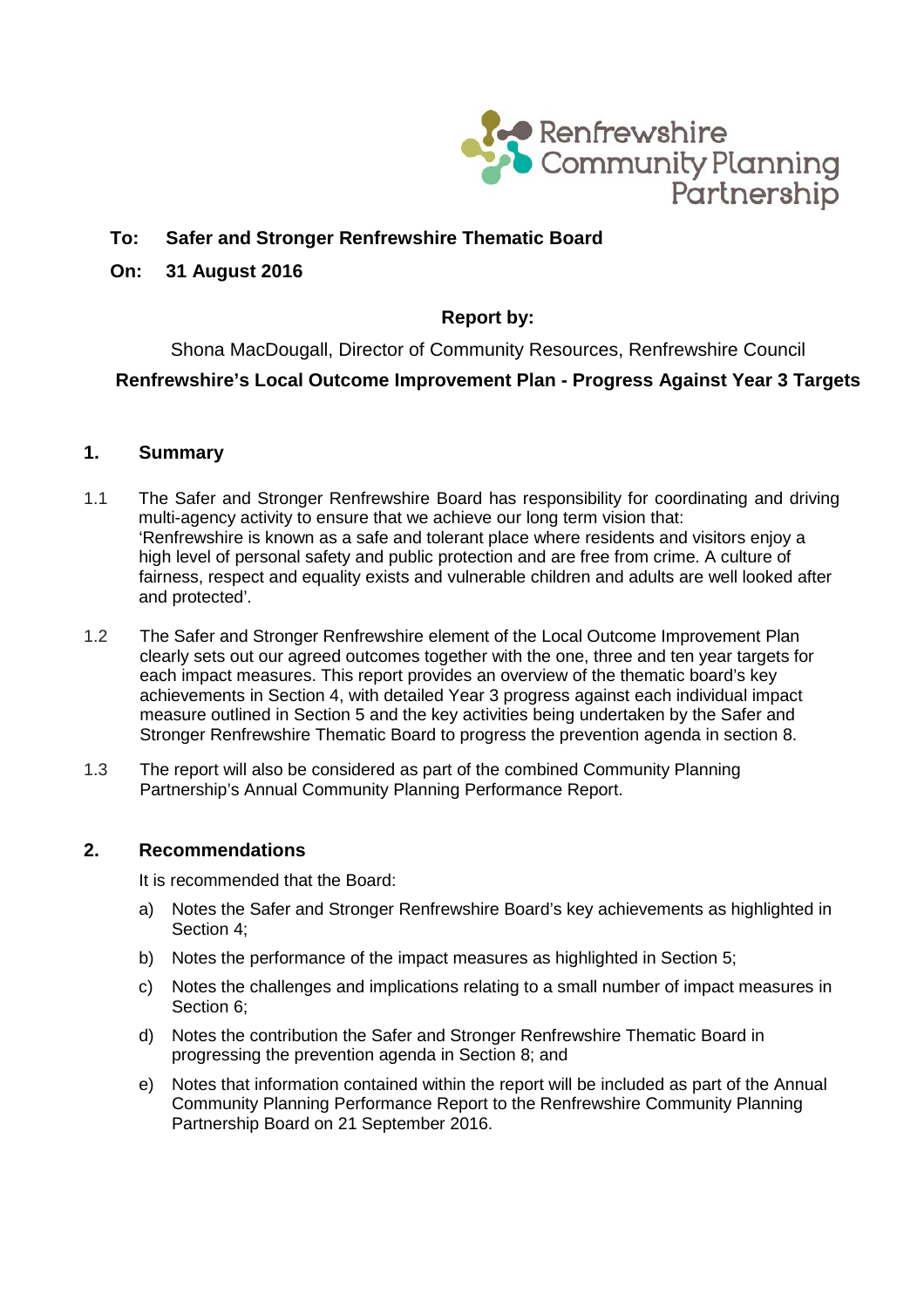Renfrewshire Community Planning Partnership

**To: Safer and Stronger Renfrewshire Thematic Board**

**On: 31 August 2016**

**Report by:**

Shona MacDougall, Director of Community Resources, Renfrewshire Council

**Renfrewshire's Local Outcome Improvement Plan - Progress Against Year 3 Targets**

## 1. Summary

1.1 The Safer and Stronger Renfrewshire Board has responsibility for coordinating and driving multi-agency activity to ensure that we achieve our long term vision that: 'Renfrewshire is known as a safe and tolerant place where residents and visitors enjoy a high level of personal safety and public protection and are free from crime. A culture of fairness, respect and equality exists and vulnerable children and adults are well looked after and protected'.

1.2 The Safer and Stronger Renfrewshire element of the Local Outcome Improvement Plan clearly sets out our agreed outcomes together with the one, three and ten year targets for each impact measures. This report provides an overview of the thematic board's key achievements in Section 4, with detailed Year 3 progress against each individual impact measure outlined in Section 5 and the key activities being undertaken by the Safer and Stronger Renfrewshire Thematic Board to progress the prevention agenda in section 8.

1.3 The report will also be considered as part of the combined Community Planning Partnership's Annual Community Planning Performance Report.

## 2. Recommendations

It is recommended that the Board:

a) Notes the Safer and Stronger Renfrewshire Board's key achievements as highlighted in Section 4;

b) Notes the performance of the impact measures as highlighted in Section 5;

c) Notes the challenges and implications relating to a small number of impact measures in Section 6;

d) Notes the contribution the Safer and Stronger Renfrewshire Thematic Board in progressing the prevention agenda in Section 8; and

e) Notes that information contained within the report will be included as part of the Annual Community Planning Performance Report to the Renfrewshire Community Planning Partnership Board on 21 September 2016.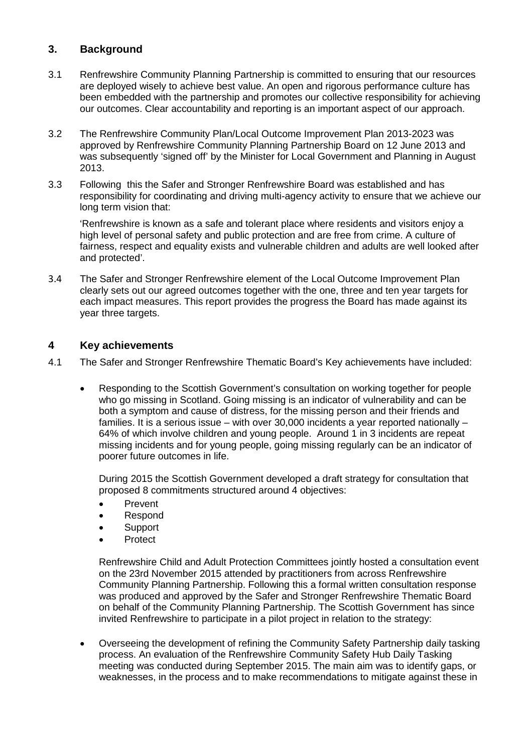## 3. Background

3.1 Renfrewshire Community Planning Partnership is committed to ensuring that our resources are deployed wisely to achieve best value. An open and rigorous performance culture has been embedded with the partnership and promotes our collective responsibility for achieving our outcomes. Clear accountability and reporting is an important aspect of our approach.

3.2 The Renfrewshire Community Plan/Local Outcome Improvement Plan 2013-2023 was approved by Renfrewshire Community Planning Partnership Board on 12 June 2013 and was subsequently 'signed off' by the Minister for Local Government and Planning in August 2013.

3.3 Following this the Safer and Stronger Renfrewshire Board was established and has responsibility for coordinating and driving multi-agency activity to ensure that we achieve our long term vision that:

'Renfrewshire is known as a safe and tolerant place where residents and visitors enjoy a high level of personal safety and public protection and are free from crime. A culture of fairness, respect and equality exists and vulnerable children and adults are well looked after and protected'.

3.4 The Safer and Stronger Renfrewshire element of the Local Outcome Improvement Plan clearly sets out our agreed outcomes together with the one, three and ten year targets for each impact measures. This report provides the progress the Board has made against its year three targets.

## 4 Key achievements

4.1 The Safer and Stronger Renfrewshire Thematic Board's Key achievements have included:

- Responding to the Scottish Government's consultation on working together for people who go missing in Scotland. Going missing is an indicator of vulnerability and can be both a symptom and cause of distress, for the missing person and their friends and families. It is a serious issue – with over 30,000 incidents a year reported nationally – 64% of which involve children and young people. Around 1 in 3 incidents are repeat missing incidents and for young people, going missing regularly can be an indicator of poorer future outcomes in life.

  During 2015 the Scottish Government developed a draft strategy for consultation that proposed 8 commitments structured around 4 objectives:

  - Prevent
  - Respond
  - Support
  - Protect

  Renfrewshire Child and Adult Protection Committees jointly hosted a consultation event on the 23rd November 2015 attended by practitioners from across Renfrewshire Community Planning Partnership. Following this a formal written consultation response was produced and approved by the Safer and Stronger Renfrewshire Thematic Board on behalf of the Community Planning Partnership. The Scottish Government has since invited Renfrewshire to participate in a pilot project in relation to the strategy:

- Overseeing the development of refining the Community Safety Partnership daily tasking process. An evaluation of the Renfrewshire Community Safety Hub Daily Tasking meeting was conducted during September 2015. The main aim was to identify gaps, or weaknesses, in the process and to make recommendations to mitigate against these in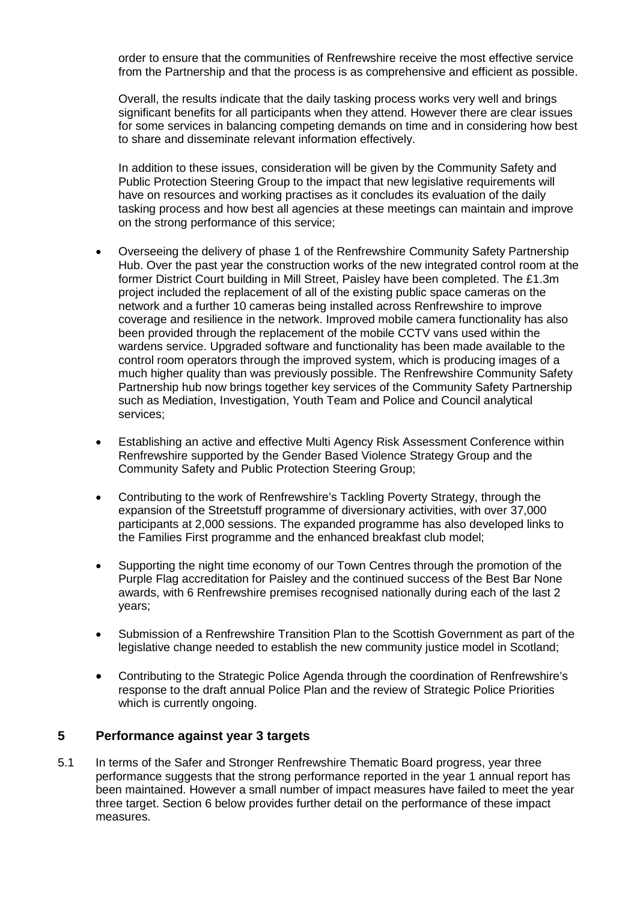order to ensure that the communities of Renfrewshire receive the most effective service from the Partnership and that the process is as comprehensive and efficient as possible.

Overall, the results indicate that the daily tasking process works very well and brings significant benefits for all participants when they attend. However there are clear issues for some services in balancing competing demands on time and in considering how best to share and disseminate relevant information effectively.

In addition to these issues, consideration will be given by the Community Safety and Public Protection Steering Group to the impact that new legislative requirements will have on resources and working practises as it concludes its evaluation of the daily tasking process and how best all agencies at these meetings can maintain and improve on the strong performance of this service;

- Overseeing the delivery of phase 1 of the Renfrewshire Community Safety Partnership Hub. Over the past year the construction works of the new integrated control room at the former District Court building in Mill Street, Paisley have been completed. The £1.3m project included the replacement of all of the existing public space cameras on the network and a further 10 cameras being installed across Renfrewshire to improve coverage and resilience in the network. Improved mobile camera functionality has also been provided through the replacement of the mobile CCTV vans used within the wardens service. Upgraded software and functionality has been made available to the control room operators through the improved system, which is producing images of a much higher quality than was previously possible. The Renfrewshire Community Safety Partnership hub now brings together key services of the Community Safety Partnership such as Mediation, Investigation, Youth Team and Police and Council analytical services;

- Establishing an active and effective Multi Agency Risk Assessment Conference within Renfrewshire supported by the Gender Based Violence Strategy Group and the Community Safety and Public Protection Steering Group;

- Contributing to the work of Renfrewshire's Tackling Poverty Strategy, through the expansion of the Streetstuff programme of diversionary activities, with over 37,000 participants at 2,000 sessions. The expanded programme has also developed links to the Families First programme and the enhanced breakfast club model;

- Supporting the night time economy of our Town Centres through the promotion of the Purple Flag accreditation for Paisley and the continued success of the Best Bar None awards, with 6 Renfrewshire premises recognised nationally during each of the last 2 years;

- Submission of a Renfrewshire Transition Plan to the Scottish Government as part of the legislative change needed to establish the new community justice model in Scotland;

- Contributing to the Strategic Police Agenda through the coordination of Renfrewshire's response to the draft annual Police Plan and the review of Strategic Police Priorities which is currently ongoing.

## 5 Performance against year 3 targets

5.1 In terms of the Safer and Stronger Renfrewshire Thematic Board progress, year three performance suggests that the strong performance reported in the year 1 annual report has been maintained. However a small number of impact measures have failed to meet the year three target. Section 6 below provides further detail on the performance of these impact measures.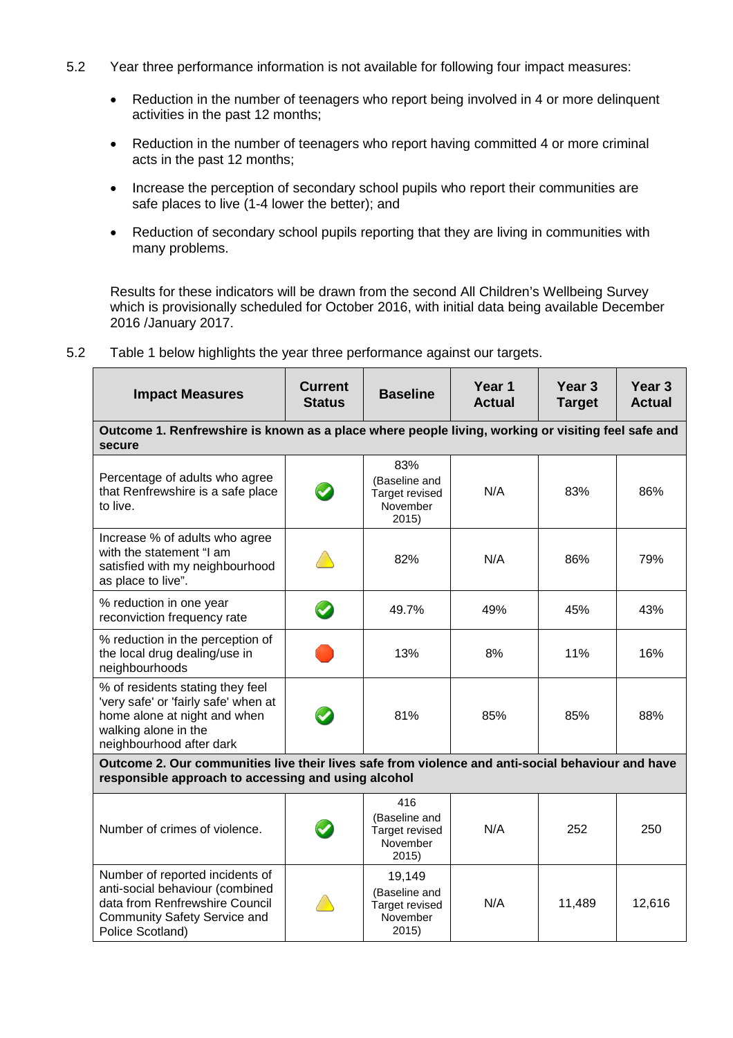5.2 Year three performance information is not available for following four impact measures:

- Reduction in the number of teenagers who report being involved in 4 or more delinquent activities in the past 12 months;
- Reduction in the number of teenagers who report having committed 4 or more criminal acts in the past 12 months;
- Increase the perception of secondary school pupils who report their communities are safe places to live (1-4 lower the better); and
- Reduction of secondary school pupils reporting that they are living in communities with many problems.

Results for these indicators will be drawn from the second All Children's Wellbeing Survey which is provisionally scheduled for October 2016, with initial data being available December 2016 /January 2017.

5.2 Table 1 below highlights the year three performance against our targets.

| Impact Measures | Current Status | Baseline | Year 1 Actual | Year 3 Target | Year 3 Actual |
|---|---|---|---|---|---|
| **Outcome 1. Renfrewshire is known as a place where people living, working or visiting feel safe and secure** | | | | | |
| Percentage of adults who agree that Renfrewshire is a safe place to live. | ✔ | 83% (Baseline and Target revised November 2015) | N/A | 83% | 86% |
| Increase % of adults who agree with the statement "I am satisfied with my neighbourhood as place to live". | ⚠ | 82% | N/A | 86% | 79% |
| % reduction in one year reconviction frequency rate | ✔ | 49.7% | 49% | 45% | 43% |
| % reduction in the perception of the local drug dealing/use in neighbourhoods | 🛑 | 13% | 8% | 11% | 16% |
| % of residents stating they feel 'very safe' or 'fairly safe' when at home alone at night and when walking alone in the neighbourhood after dark | ✔ | 81% | 85% | 85% | 88% |
| **Outcome 2. Our communities live their lives safe from violence and anti-social behaviour and have responsible approach to accessing and using alcohol** | | | | | |
| Number of crimes of violence. | ✔ | 416 (Baseline and Target revised November 2015) | N/A | 252 | 250 |
| Number of reported incidents of anti-social behaviour (combined data from Renfrewshire Council Community Safety Service and Police Scotland) | ⚠ | 19,149 (Baseline and Target revised November 2015) | N/A | 11,489 | 12,616 |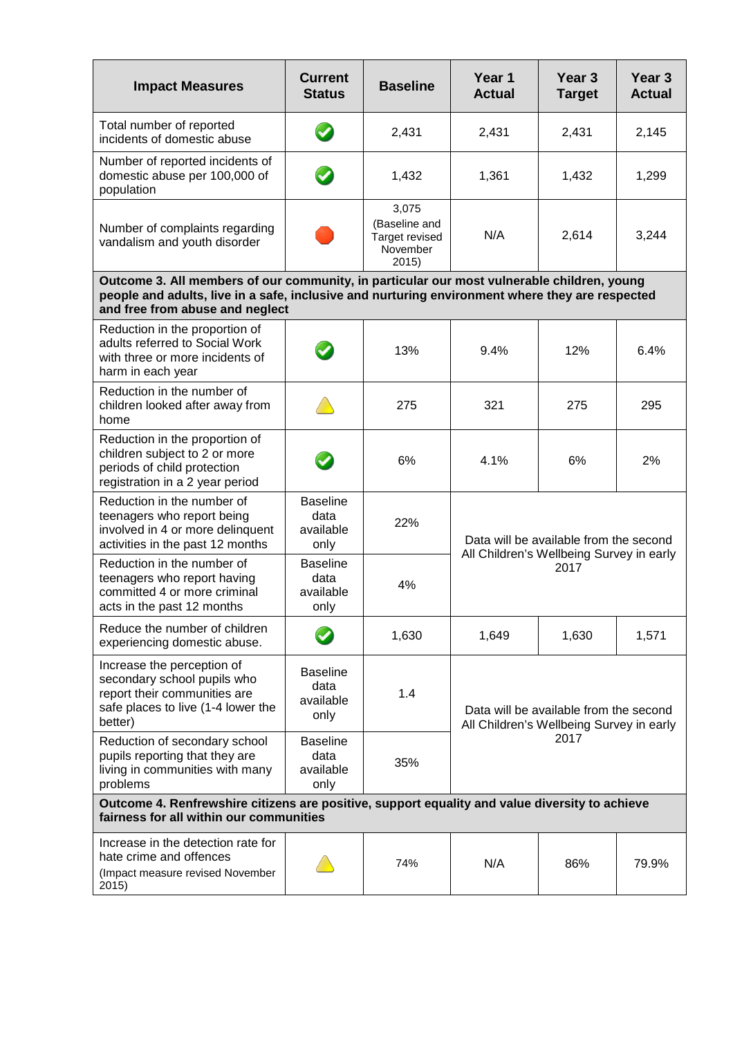| Impact Measures | Current Status | Baseline | Year 1 Actual | Year 3 Target | Year 3 Actual |
|---|---|---|---|---|---|
| Total number of reported incidents of domestic abuse | ✔ | 2,431 | 2,431 | 2,431 | 2,145 |
| Number of reported incidents of domestic abuse per 100,000 of population | ✔ | 1,432 | 1,361 | 1,432 | 1,299 |
| Number of complaints regarding vandalism and youth disorder | 🛑 | 3,075 (Baseline and Target revised November 2015) | N/A | 2,614 | 3,244 |
| **Outcome 3. All members of our community, in particular our most vulnerable children, young people and adults, live in a safe, inclusive and nurturing environment where they are respected and free from abuse and neglect** | | | | | |
| Reduction in the proportion of adults referred to Social Work with three or more incidents of harm in each year | ✔ | 13% | 9.4% | 12% | 6.4% |
| Reduction in the number of children looked after away from home | ⚠ | 275 | 321 | 275 | 295 |
| Reduction in the proportion of children subject to 2 or more periods of child protection registration in a 2 year period | ✔ | 6% | 4.1% | 6% | 2% |
| Reduction in the number of teenagers who report being involved in 4 or more delinquent activities in the past 12 months | Baseline data available only | 22% | Data will be available from the second All Children's Wellbeing Survey in early 2017 | | |
| Reduction in the number of teenagers who report having committed 4 or more criminal acts in the past 12 months | Baseline data available only | 4% | | | |
| Reduce the number of children experiencing domestic abuse. | ✔ | 1,630 | 1,649 | 1,630 | 1,571 |
| Increase the perception of secondary school pupils who report their communities are safe places to live (1-4 lower the better) | Baseline data available only | 1.4 | Data will be available from the second All Children's Wellbeing Survey in early 2017 | | |
| Reduction of secondary school pupils reporting that they are living in communities with many problems | Baseline data available only | 35% | | | |
| **Outcome 4. Renfrewshire citizens are positive, support equality and value diversity to achieve fairness for all within our communities** | | | | | |
| Increase in the detection rate for hate crime and offences (Impact measure revised November 2015) | ⚠ | 74% | N/A | 86% | 79.9% |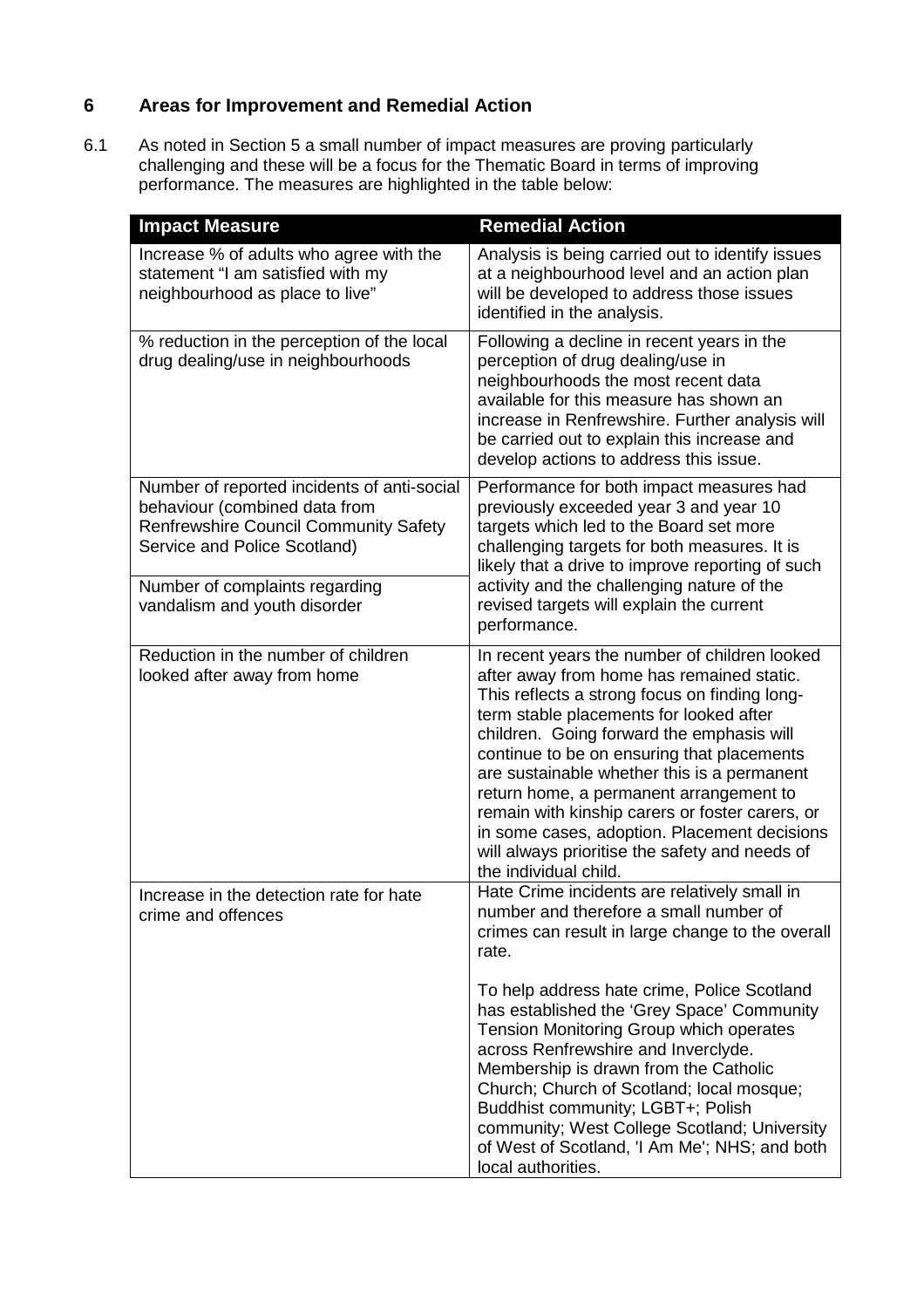## 6 Areas for Improvement and Remedial Action

6.1 As noted in Section 5 a small number of impact measures are proving particularly challenging and these will be a focus for the Thematic Board in terms of improving performance. The measures are highlighted in the table below:

| Impact Measure | Remedial Action |
|---|---|
| Increase % of adults who agree with the statement "I am satisfied with my neighbourhood as place to live" | Analysis is being carried out to identify issues at a neighbourhood level and an action plan will be developed to address those issues identified in the analysis. |
| % reduction in the perception of the local drug dealing/use in neighbourhoods | Following a decline in recent years in the perception of drug dealing/use in neighbourhoods the most recent data available for this measure has shown an increase in Renfrewshire. Further analysis will be carried out to explain this increase and develop actions to address this issue. |
| Number of reported incidents of anti-social behaviour (combined data from Renfrewshire Council Community Safety Service and Police Scotland) | Performance for both impact measures had previously exceeded year 3 and year 10 targets which led to the Board set more challenging targets for both measures. It is likely that a drive to improve reporting of such activity and the challenging nature of the revised targets will explain the current performance. |
| Number of complaints regarding vandalism and youth disorder | |
| Reduction in the number of children looked after away from home | In recent years the number of children looked after away from home has remained static. This reflects a strong focus on finding long-term stable placements for looked after children. Going forward the emphasis will continue to be on ensuring that placements are sustainable whether this is a permanent return home, a permanent arrangement to remain with kinship carers or foster carers, or in some cases, adoption. Placement decisions will always prioritise the safety and needs of the individual child. |
| Increase in the detection rate for hate crime and offences | Hate Crime incidents are relatively small in number and therefore a small number of crimes can result in large change to the overall rate.<br><br>To help address hate crime, Police Scotland has established the 'Grey Space' Community Tension Monitoring Group which operates across Renfrewshire and Inverclyde. Membership is drawn from the Catholic Church; Church of Scotland; local mosque; Buddhist community; LGBT+; Polish community; West College Scotland; University of West of Scotland, 'I Am Me'; NHS; and both local authorities. |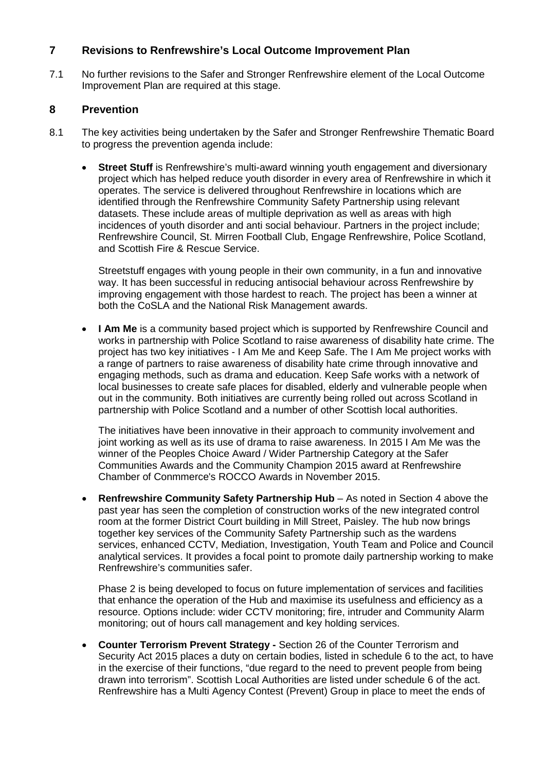## 7 Revisions to Renfrewshire's Local Outcome Improvement Plan

7.1 No further revisions to the Safer and Stronger Renfrewshire element of the Local Outcome Improvement Plan are required at this stage.

## 8 Prevention

8.1 The key activities being undertaken by the Safer and Stronger Renfrewshire Thematic Board to progress the prevention agenda include:

- **Street Stuff** is Renfrewshire's multi-award winning youth engagement and diversionary project which has helped reduce youth disorder in every area of Renfrewshire in which it operates. The service is delivered throughout Renfrewshire in locations which are identified through the Renfrewshire Community Safety Partnership using relevant datasets. These include areas of multiple deprivation as well as areas with high incidences of youth disorder and anti social behaviour. Partners in the project include; Renfrewshire Council, St. Mirren Football Club, Engage Renfrewshire, Police Scotland, and Scottish Fire & Rescue Service.

  Streetstuff engages with young people in their own community, in a fun and innovative way. It has been successful in reducing antisocial behaviour across Renfrewshire by improving engagement with those hardest to reach. The project has been a winner at both the CoSLA and the National Risk Management awards.

- **I Am Me** is a community based project which is supported by Renfrewshire Council and works in partnership with Police Scotland to raise awareness of disability hate crime. The project has two key initiatives - I Am Me and Keep Safe. The I Am Me project works with a range of partners to raise awareness of disability hate crime through innovative and engaging methods, such as drama and education. Keep Safe works with a network of local businesses to create safe places for disabled, elderly and vulnerable people when out in the community. Both initiatives are currently being rolled out across Scotland in partnership with Police Scotland and a number of other Scottish local authorities.

  The initiatives have been innovative in their approach to community involvement and joint working as well as its use of drama to raise awareness. In 2015 I Am Me was the winner of the Peoples Choice Award / Wider Partnership Category at the Safer Communities Awards and the Community Champion 2015 award at Renfrewshire Chamber of Conmmerce's ROCCO Awards in November 2015.

- **Renfrewshire Community Safety Partnership Hub** – As noted in Section 4 above the past year has seen the completion of construction works of the new integrated control room at the former District Court building in Mill Street, Paisley. The hub now brings together key services of the Community Safety Partnership such as the wardens services, enhanced CCTV, Mediation, Investigation, Youth Team and Police and Council analytical services. It provides a focal point to promote daily partnership working to make Renfrewshire's communities safer.

  Phase 2 is being developed to focus on future implementation of services and facilities that enhance the operation of the Hub and maximise its usefulness and efficiency as a resource. Options include: wider CCTV monitoring; fire, intruder and Community Alarm monitoring; out of hours call management and key holding services.

- **Counter Terrorism Prevent Strategy -** Section 26 of the Counter Terrorism and Security Act 2015 places a duty on certain bodies, listed in schedule 6 to the act, to have in the exercise of their functions, "due regard to the need to prevent people from being drawn into terrorism". Scottish Local Authorities are listed under schedule 6 of the act. Renfrewshire has a Multi Agency Contest (Prevent) Group in place to meet the ends of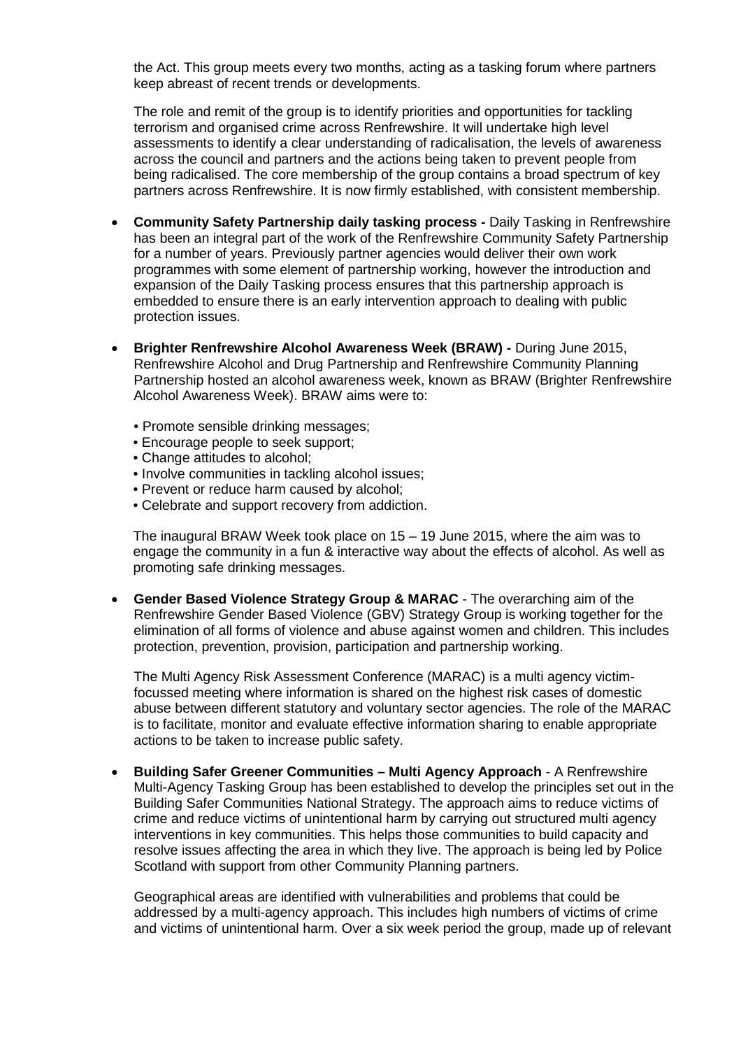the Act. This group meets every two months, acting as a tasking forum where partners keep abreast of recent trends or developments.

The role and remit of the group is to identify priorities and opportunities for tackling terrorism and organised crime across Renfrewshire. It will undertake high level assessments to identify a clear understanding of radicalisation, the levels of awareness across the council and partners and the actions being taken to prevent people from being radicalised. The core membership of the group contains a broad spectrum of key partners across Renfrewshire. It is now firmly established, with consistent membership.

- **Community Safety Partnership daily tasking process -** Daily Tasking in Renfrewshire has been an integral part of the work of the Renfrewshire Community Safety Partnership for a number of years. Previously partner agencies would deliver their own work programmes with some element of partnership working, however the introduction and expansion of the Daily Tasking process ensures that this partnership approach is embedded to ensure there is an early intervention approach to dealing with public protection issues.

- **Brighter Renfrewshire Alcohol Awareness Week (BRAW) -** During June 2015, Renfrewshire Alcohol and Drug Partnership and Renfrewshire Community Planning Partnership hosted an alcohol awareness week, known as BRAW (Brighter Renfrewshire Alcohol Awareness Week). BRAW aims were to:

  - Promote sensible drinking messages;
  - Encourage people to seek support;
  - Change attitudes to alcohol;
  - Involve communities in tackling alcohol issues;
  - Prevent or reduce harm caused by alcohol;
  - Celebrate and support recovery from addiction.

  The inaugural BRAW Week took place on 15 – 19 June 2015, where the aim was to engage the community in a fun & interactive way about the effects of alcohol. As well as promoting safe drinking messages.

- **Gender Based Violence Strategy Group & MARAC** - The overarching aim of the Renfrewshire Gender Based Violence (GBV) Strategy Group is working together for the elimination of all forms of violence and abuse against women and children. This includes protection, prevention, provision, participation and partnership working.

  The Multi Agency Risk Assessment Conference (MARAC) is a multi agency victim-focussed meeting where information is shared on the highest risk cases of domestic abuse between different statutory and voluntary sector agencies. The role of the MARAC is to facilitate, monitor and evaluate effective information sharing to enable appropriate actions to be taken to increase public safety.

- **Building Safer Greener Communities – Multi Agency Approach** - A Renfrewshire Multi-Agency Tasking Group has been established to develop the principles set out in the Building Safer Communities National Strategy. The approach aims to reduce victims of crime and reduce victims of unintentional harm by carrying out structured multi agency interventions in key communities. This helps those communities to build capacity and resolve issues affecting the area in which they live. The approach is being led by Police Scotland with support from other Community Planning partners.

  Geographical areas are identified with vulnerabilities and problems that could be addressed by a multi-agency approach. This includes high numbers of victims of crime and victims of unintentional harm. Over a six week period the group, made up of relevant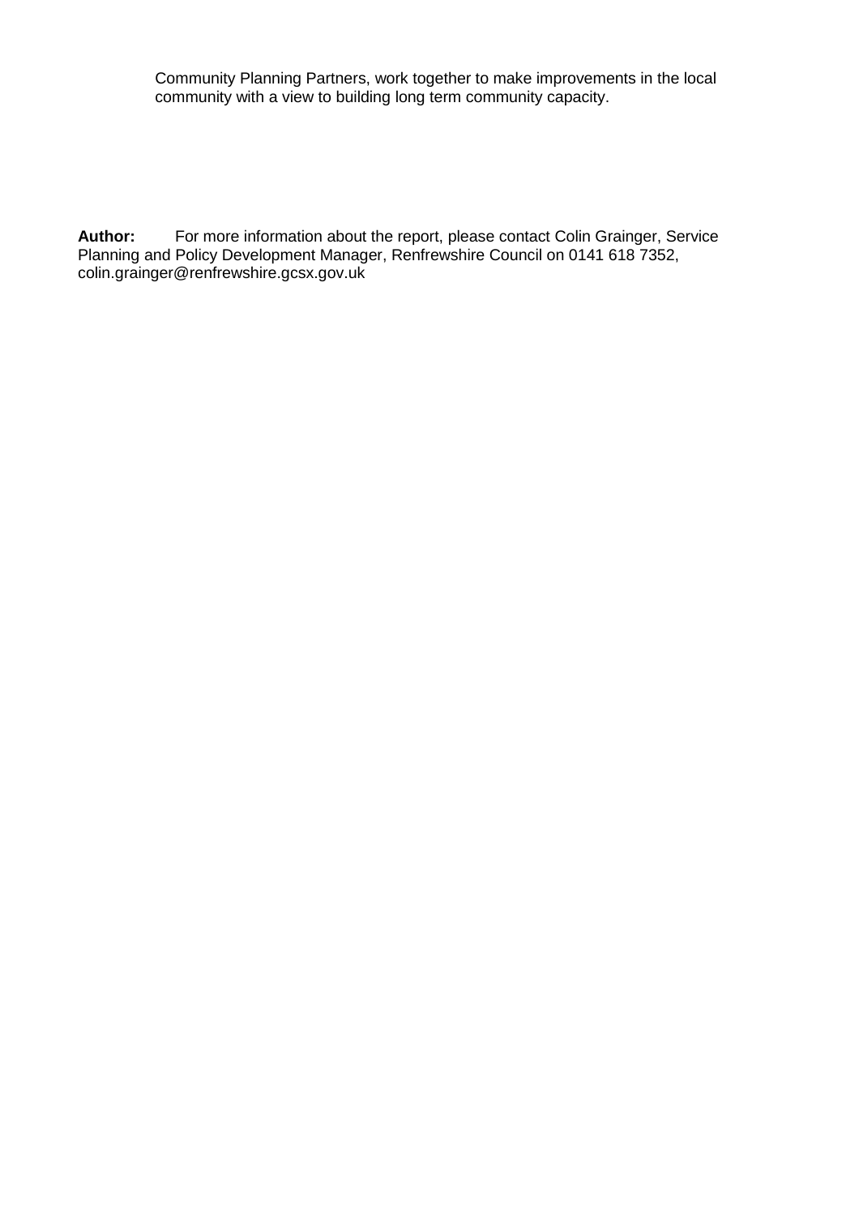Community Planning Partners, work together to make improvements in the local community with a view to building long term community capacity.

**Author:** For more information about the report, please contact Colin Grainger, Service Planning and Policy Development Manager, Renfrewshire Council on 0141 618 7352, colin.grainger@renfrewshire.gcsx.gov.uk